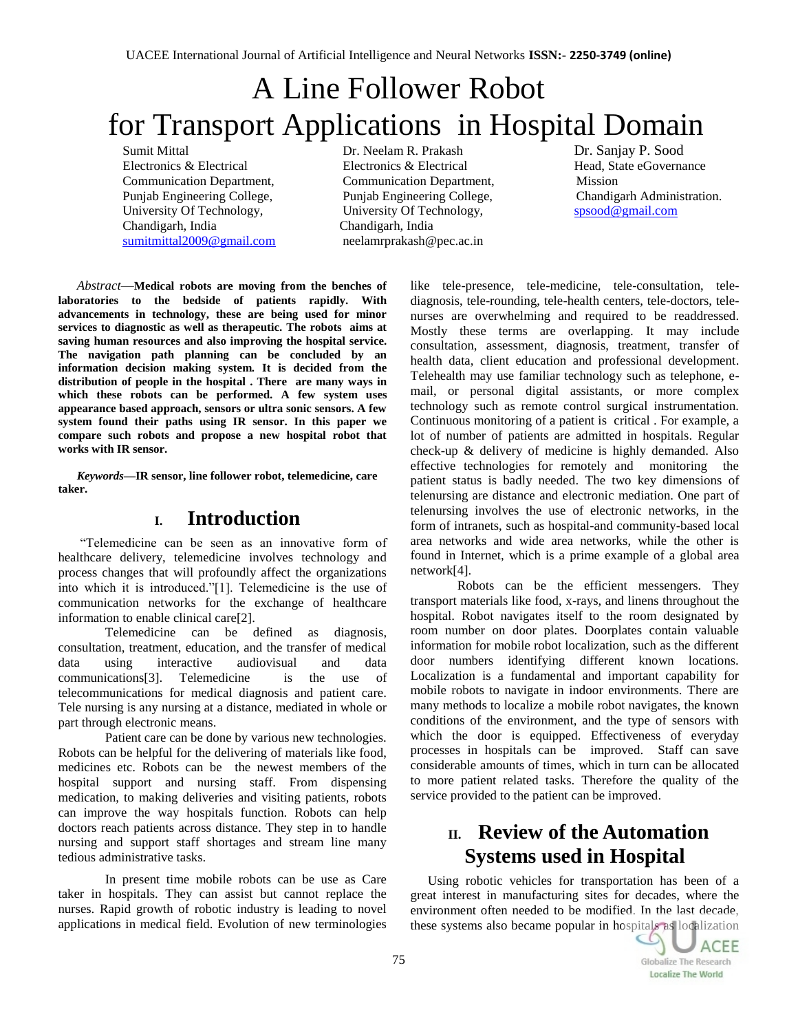# A Line Follower Robot for Transport Applications in Hospital Domain

Sumit Mittal
Electronics & Electrical Communication Department,
Punjab Engineering College,
University Of Technology,
Chandigarh, India
sumitmittal2009@gmail.com

Dr. Neelam R. Prakash
Electronics & Electrical Communication Department,
Punjab Engineering College,
University Of Technology,
Chandigarh, India
neelamrprakash@pec.ac.in

Dr. Sanjay P. Sood
Head, State eGovernance Mission
Chandigarh Administration.
spsood@gmail.com

*Abstract*—**Medical robots are moving from the benches of laboratories to the bedside of patients rapidly. With advancements in technology, these are being used for minor services to diagnostic as well as therapeutic. The robots aims at saving human resources and also improving the hospital service. The navigation path planning can be concluded by an information decision making system. It is decided from the distribution of people in the hospital . There are many ways in which these robots can be performed. A few system uses appearance based approach, sensors or ultra sonic sensors. A few system found their paths using IR sensor. In this paper we compare such robots and propose a new hospital robot that works with IR sensor.**

***Keywords*—IR sensor, line follower robot, telemedicine, care taker.**

## I. Introduction

"Telemedicine can be seen as an innovative form of healthcare delivery, telemedicine involves technology and process changes that will profoundly affect the organizations into which it is introduced."[1]. Telemedicine is the use of communication networks for the exchange of healthcare information to enable clinical care[2].

Telemedicine can be defined as diagnosis, consultation, treatment, education, and the transfer of medical data using interactive audiovisual and data communications[3]. Telemedicine is the use of telecommunications for medical diagnosis and patient care. Tele nursing is any nursing at a distance, mediated in whole or part through electronic means.

Patient care can be done by various new technologies. Robots can be helpful for the delivering of materials like food, medicines etc. Robots can be the newest members of the hospital support and nursing staff. From dispensing medication, to making deliveries and visiting patients, robots can improve the way hospitals function. Robots can help doctors reach patients across distance. They step in to handle nursing and support staff shortages and stream line many tedious administrative tasks.

In present time mobile robots can be use as Care taker in hospitals. They can assist but cannot replace the nurses. Rapid growth of robotic industry is leading to novel applications in medical field. Evolution of new terminologies like tele-presence, tele-medicine, tele-consultation, tele-diagnosis, tele-rounding, tele-health centers, tele-doctors, tele-nurses are overwhelming and required to be readdressed. Mostly these terms are overlapping. It may include consultation, assessment, diagnosis, treatment, transfer of health data, client education and professional development. Telehealth may use familiar technology such as telephone, e-mail, or personal digital assistants, or more complex technology such as remote control surgical instrumentation. Continuous monitoring of a patient is critical . For example, a lot of number of patients are admitted in hospitals. Regular check-up & delivery of medicine is highly demanded. Also effective technologies for remotely and monitoring the patient status is badly needed. The two key dimensions of telenursing are distance and electronic mediation. One part of telenursing involves the use of electronic networks, in the form of intranets, such as hospital-and community-based local area networks and wide area networks, while the other is found in Internet, which is a prime example of a global area network[4].

Robots can be the efficient messengers. They transport materials like food, x-rays, and linens throughout the hospital. Robot navigates itself to the room designated by room number on door plates. Doorplates contain valuable information for mobile robot localization, such as the different door numbers identifying different known locations. Localization is a fundamental and important capability for mobile robots to navigate in indoor environments. There are many methods to localize a mobile robot navigates, the known conditions of the environment, and the type of sensors with which the door is equipped. Effectiveness of everyday processes in hospitals can be improved. Staff can save considerable amounts of times, which in turn can be allocated to more patient related tasks. Therefore the quality of the service provided to the patient can be improved.

## II. Review of the Automation Systems used in Hospital

Using robotic vehicles for transportation has been of a great interest in manufacturing sites for decades, where the environment often needed to be modified. In the last decade, these systems also became popular in hospitals as localization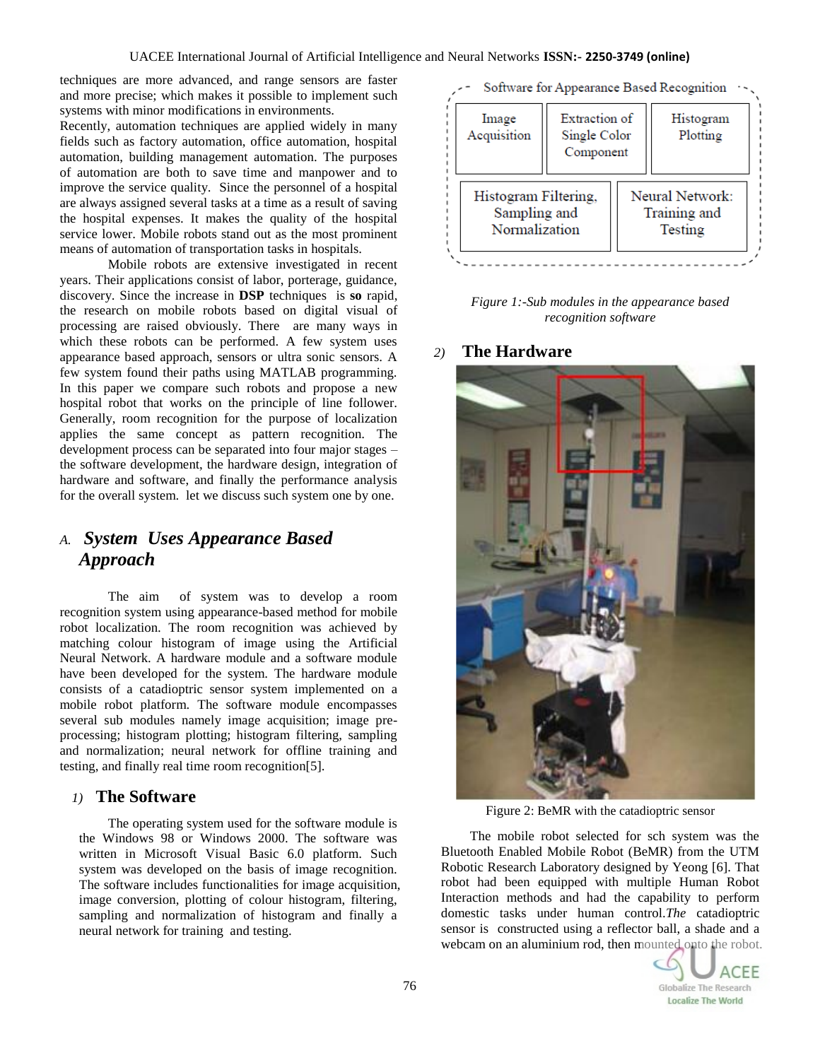techniques are more advanced, and range sensors are faster and more precise; which makes it possible to implement such systems with minor modifications in environments.

Recently, automation techniques are applied widely in many fields such as factory automation, office automation, hospital automation, building management automation. The purposes of automation are both to save time and manpower and to improve the service quality. Since the personnel of a hospital are always assigned several tasks at a time as a result of saving the hospital expenses. It makes the quality of the hospital service lower. Mobile robots stand out as the most prominent means of automation of transportation tasks in hospitals.

Mobile robots are extensive investigated in recent years. Their applications consist of labor, porterage, guidance, discovery. Since the increase in **DSP** techniques is **so** rapid, the research on mobile robots based on digital visual of processing are raised obviously. There are many ways in which these robots can be performed. A few system uses appearance based approach, sensors or ultra sonic sensors. A few system found their paths using MATLAB programming. In this paper we compare such robots and propose a new hospital robot that works on the principle of line follower. Generally, room recognition for the purpose of localization applies the same concept as pattern recognition. The development process can be separated into four major stages – the software development, the hardware design, integration of hardware and software, and finally the performance analysis for the overall system. let we discuss such system one by one.

## A. *System Uses Appearance Based Approach*

The aim of system was to develop a room recognition system using appearance-based method for mobile robot localization. The room recognition was achieved by matching colour histogram of image using the Artificial Neural Network. A hardware module and a software module have been developed for the system. The hardware module consists of a catadioptric sensor system implemented on a mobile robot platform. The software module encompasses several sub modules namely image acquisition; image pre-processing; histogram plotting; histogram filtering, sampling and normalization; neural network for offline training and testing, and finally real time room recognition[5].

### *1)* The Software

The operating system used for the software module is the Windows 98 or Windows 2000. The software was written in Microsoft Visual Basic 6.0 platform. Such system was developed on the basis of image recognition. The software includes functionalities for image acquisition, image conversion, plotting of colour histogram, filtering, sampling and normalization of histogram and finally a neural network for training and testing.

Software for Appearance Based Recognition

| Image Acquisition | Extraction of Single Color Component | Histogram Plotting |
| --- | --- | --- |
| Histogram Filtering, Sampling and Normalization | Neural Network: Training and Testing | |

*Figure 1:-Sub modules in the appearance based recognition software*

### *2)* The Hardware

Figure 2: BeMR with the catadioptric sensor

The mobile robot selected for sch system was the Bluetooth Enabled Mobile Robot (BeMR) from the UTM Robotic Research Laboratory designed by Yeong [6]. That robot had been equipped with multiple Human Robot Interaction methods and had the capability to perform domestic tasks under human control.*The* catadioptric sensor is constructed using a reflector ball, a shade and a webcam on an aluminium rod, then mounted onto the robot.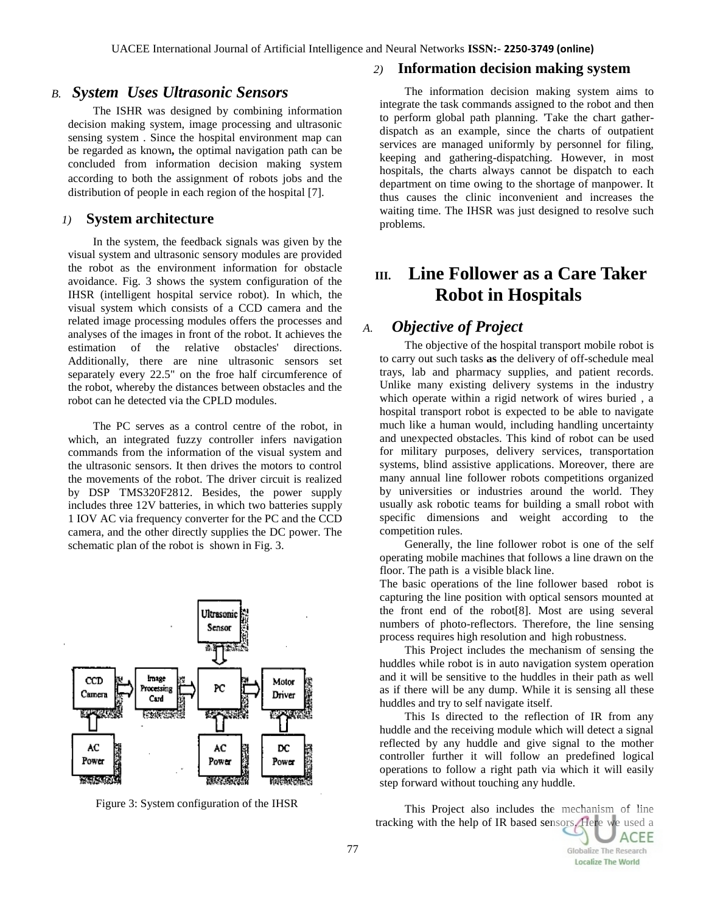## B. *System Uses Ultrasonic Sensors*

The ISHR was designed by combining information decision making system, image processing and ultrasonic sensing system . Since the hospital environment map can be regarded as known**,** the optimal navigation path can be concluded from information decision making system according to both the assignment of robots jobs and the distribution of people in each region of the hospital [7].

### 1) System architecture

In the system, the feedback signals was given by the visual system and ultrasonic sensory modules are provided the robot as the environment information for obstacle avoidance. Fig. 3 shows the system configuration of the IHSR (intelligent hospital service robot). In which, the visual system which consists of a CCD camera and the related image processing modules offers the processes and analyses of the images in front of the robot. It achieves the estimation of the relative obstacles' directions. Additionally, there are nine ultrasonic sensors set separately every 22.5" on the froe half circumference of the robot, whereby the distances between obstacles and the robot can he detected via the CPLD modules.

The PC serves as a control centre of the robot, in which, an integrated fuzzy controller infers navigation commands from the information of the visual system and the ultrasonic sensors. It then drives the motors to control the movements of the robot. The driver circuit is realized by DSP TMS320F2812. Besides, the power supply includes three 12V batteries, in which two batteries supply 1 IOV AC via frequency converter for the PC and the CCD camera, and the other directly supplies the DC power. The schematic plan of the robot is shown in Fig. 3.

Ultrasonic Sensor → PC; CCD Camera → Image Processing Card → PC → Motor Driver; AC Power → CCD Camera; AC Power → PC; DC Power → Motor Driver

Figure 3: System configuration of the IHSR

### 2) Information decision making system

The information decision making system aims to integrate the task commands assigned to the robot and then to perform global path planning. 'Take the chart gather-dispatch as an example, since the charts of outpatient services are managed uniformly by personnel for filing, keeping and gathering-dispatching. However, in most hospitals, the charts always cannot be dispatch to each department on time owing to the shortage of manpower. It thus causes the clinic inconvenient and increases the waiting time. The IHSR was just designed to resolve such problems.

# III. Line Follower as a Care Taker Robot in Hospitals

## A. *Objective of Project*

The objective of the hospital transport mobile robot is to carry out such tasks **as** the delivery of off-schedule meal trays, lab and pharmacy supplies, and patient records. Unlike many existing delivery systems in the industry which operate within a rigid network of wires buried , a hospital transport robot is expected to be able to navigate much like a human would, including handling uncertainty and unexpected obstacles. This kind of robot can be used for military purposes, delivery services, transportation systems, blind assistive applications. Moreover, there are many annual line follower robots competitions organized by universities or industries around the world. They usually ask robotic teams for building a small robot with specific dimensions and weight according to the competition rules.

Generally, the line follower robot is one of the self operating mobile machines that follows a line drawn on the floor. The path is a visible black line.

The basic operations of the line follower based robot is capturing the line position with optical sensors mounted at the front end of the robot[8]. Most are using several numbers of photo-reflectors. Therefore, the line sensing process requires high resolution and high robustness.

This Project includes the mechanism of sensing the huddles while robot is in auto navigation system operation and it will be sensitive to the huddles in their path as well as if there will be any dump. While it is sensing all these huddles and try to self navigate itself.

This Is directed to the reflection of IR from any huddle and the receiving module which will detect a signal reflected by any huddle and give signal to the mother controller further it will follow an predefined logical operations to follow a right path via which it will easily step forward without touching any huddle.

This Project also includes the mechanism of line tracking with the help of IR based sensors. Here we used a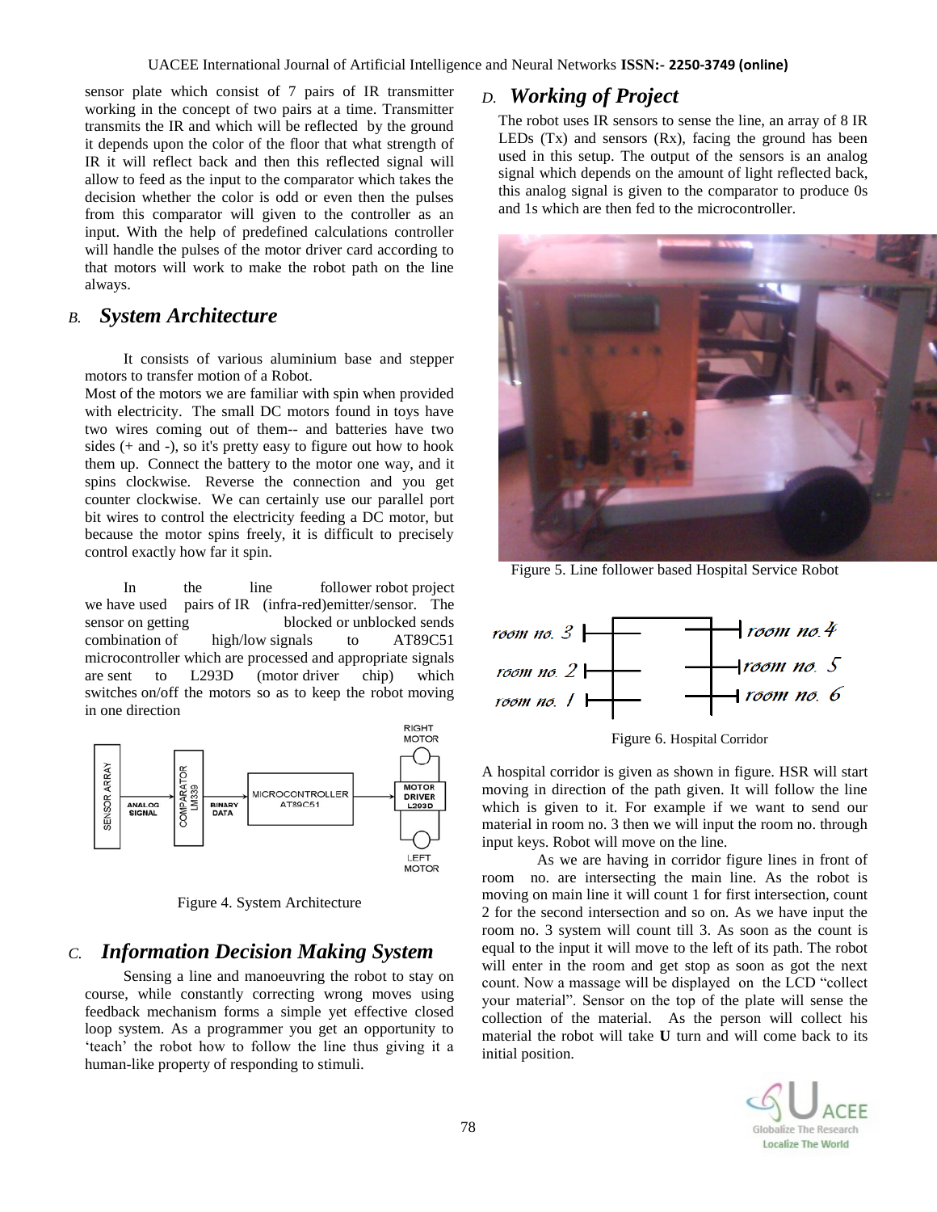sensor plate which consist of 7 pairs of IR transmitter working in the concept of two pairs at a time. Transmitter transmits the IR and which will be reflected by the ground it depends upon the color of the floor that what strength of IR it will reflect back and then this reflected signal will allow to feed as the input to the comparator which takes the decision whether the color is odd or even then the pulses from this comparator will given to the controller as an input. With the help of predefined calculations controller will handle the pulses of the motor driver card according to that motors will work to make the robot path on the line always.

## *B. System Architecture*

It consists of various aluminium base and stepper motors to transfer motion of a Robot.

Most of the motors we are familiar with spin when provided with electricity. The small DC motors found in toys have two wires coming out of them-- and batteries have two sides (+ and -), so it's pretty easy to figure out how to hook them up. Connect the battery to the motor one way, and it spins clockwise. Reverse the connection and you get counter clockwise. We can certainly use our parallel port bit wires to control the electricity feeding a DC motor, but because the motor spins freely, it is difficult to precisely control exactly how far it spin.

In the line follower robot project we have used pairs of IR (infra-red)emitter/sensor. The sensor on getting blocked or unblocked sends combination of high/low signals to AT89C51 microcontroller which are processed and appropriate signals are sent to L293D (motor driver chip) which switches on/off the motors so as to keep the robot moving in one direction

Figure 4. System Architecture

## *C. Information Decision Making System*

Sensing a line and manoeuvring the robot to stay on course, while constantly correcting wrong moves using feedback mechanism forms a simple yet effective closed loop system. As a programmer you get an opportunity to 'teach' the robot how to follow the line thus giving it a human-like property of responding to stimuli.

## *D. Working of Project*

The robot uses IR sensors to sense the line, an array of 8 IR LEDs (Tx) and sensors (Rx), facing the ground has been used in this setup. The output of the sensors is an analog signal which depends on the amount of light reflected back, this analog signal is given to the comparator to produce 0s and 1s which are then fed to the microcontroller.

Figure 5. Line follower based Hospital Service Robot

Figure 6. Hospital Corridor

A hospital corridor is given as shown in figure. HSR will start moving in direction of the path given. It will follow the line which is given to it. For example if we want to send our material in room no. 3 then we will input the room no. through input keys. Robot will move on the line.

As we are having in corridor figure lines in front of room no. are intersecting the main line. As the robot is moving on main line it will count 1 for first intersection, count 2 for the second intersection and so on. As we have input the room no. 3 system will count till 3. As soon as the count is equal to the input it will move to the left of its path. The robot will enter in the room and get stop as soon as got the next count. Now a massage will be displayed on the LCD "collect your material". Sensor on the top of the plate will sense the collection of the material. As the person will collect his material the robot will take **U** turn and will come back to its initial position.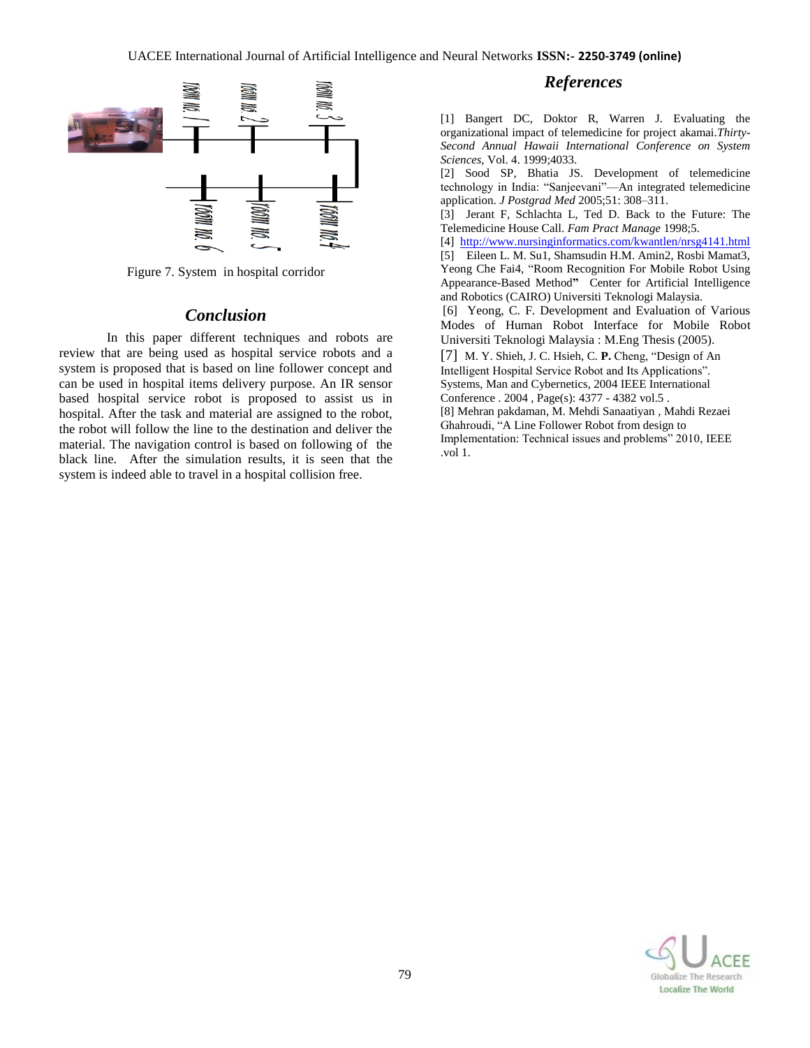Figure 7. System in hospital corridor

## Conclusion

In this paper different techniques and robots are review that are being used as hospital service robots and a system is proposed that is based on line follower concept and can be used in hospital items delivery purpose. An IR sensor based hospital service robot is proposed to assist us in hospital. After the task and material are assigned to the robot, the robot will follow the line to the destination and deliver the material. The navigation control is based on following of the black line. After the simulation results, it is seen that the system is indeed able to travel in a hospital collision free.

## References

[1] Bangert DC, Doktor R, Warren J. Evaluating the organizational impact of telemedicine for project akamai.*Thirty-Second Annual Hawaii International Conference on System Sciences*, Vol. 4. 1999;4033.

[2] Sood SP, Bhatia JS. Development of telemedicine technology in India: "Sanjeevani"—An integrated telemedicine application. *J Postgrad Med* 2005;51: 308–311.

[3] Jerant F, Schlachta L, Ted D. Back to the Future: The Telemedicine House Call. *Fam Pract Manage* 1998;5.

[4] http://www.nursinginformatics.com/kwantlen/nrsg4141.html

[5] Eileen L. M. Su1, Shamsudin H.M. Amin2, Rosbi Mamat3, Yeong Che Fai4, "Room Recognition For Mobile Robot Using Appearance-Based Method" Center for Artificial Intelligence and Robotics (CAIRO) Universiti Teknologi Malaysia.

[6] Yeong, C. F. Development and Evaluation of Various Modes of Human Robot Interface for Mobile Robot Universiti Teknologi Malaysia : M.Eng Thesis (2005).

[7] M. Y. Shieh, J. C. Hsieh, C. **P.** Cheng, "Design of An Intelligent Hospital Service Robot and Its Applications". Systems, Man and Cybernetics, 2004 IEEE International Conference . 2004 , Page(s): 4377 - 4382 vol.5 .

[8] Mehran pakdaman, M. Mehdi Sanaatiyan , Mahdi Rezaei Ghahroudi, "A Line Follower Robot from design to Implementation: Technical issues and problems" 2010, IEEE .vol 1.